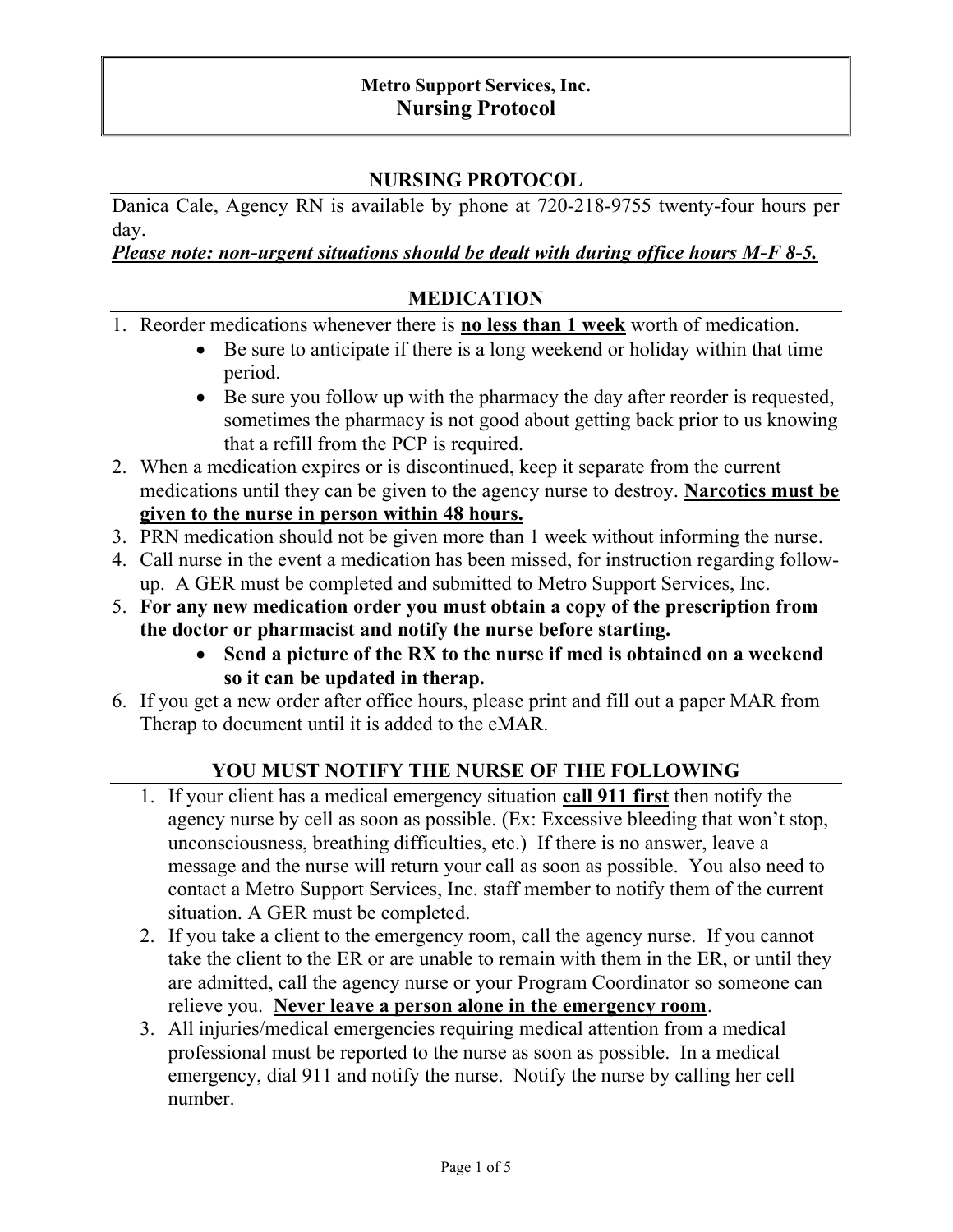**Metro Support Services, Inc.**
# Nursing Protocol

## NURSING PROTOCOL

Danica Cale, Agency RN is available by phone at 720-218-9755 twenty-four hours per day.

***Please note: non-urgent situations should be dealt with during office hours M-F 8-5.***

## MEDICATION

1. Reorder medications whenever there is **no less than 1 week** worth of medication.
   - Be sure to anticipate if there is a long weekend or holiday within that time period.
   - Be sure you follow up with the pharmacy the day after reorder is requested, sometimes the pharmacy is not good about getting back prior to us knowing that a refill from the PCP is required.
2. When a medication expires or is discontinued, keep it separate from the current medications until they can be given to the agency nurse to destroy. **Narcotics must be given to the nurse in person within 48 hours.**
3. PRN medication should not be given more than 1 week without informing the nurse.
4. Call nurse in the event a medication has been missed, for instruction regarding follow-up. A GER must be completed and submitted to Metro Support Services, Inc.
5. **For any new medication order you must obtain a copy of the prescription from the doctor or pharmacist and notify the nurse before starting.**
   - **Send a picture of the RX to the nurse if med is obtained on a weekend so it can be updated in therap.**
6. If you get a new order after office hours, please print and fill out a paper MAR from Therap to document until it is added to the eMAR.

## YOU MUST NOTIFY THE NURSE OF THE FOLLOWING

1. If your client has a medical emergency situation **call 911 first** then notify the agency nurse by cell as soon as possible. (Ex: Excessive bleeding that won't stop, unconsciousness, breathing difficulties, etc.) If there is no answer, leave a message and the nurse will return your call as soon as possible. You also need to contact a Metro Support Services, Inc. staff member to notify them of the current situation. A GER must be completed.
2. If you take a client to the emergency room, call the agency nurse. If you cannot take the client to the ER or are unable to remain with them in the ER, or until they are admitted, call the agency nurse or your Program Coordinator so someone can relieve you. **Never leave a person alone in the emergency room**.
3. All injuries/medical emergencies requiring medical attention from a medical professional must be reported to the nurse as soon as possible. In a medical emergency, dial 911 and notify the nurse. Notify the nurse by calling her cell number.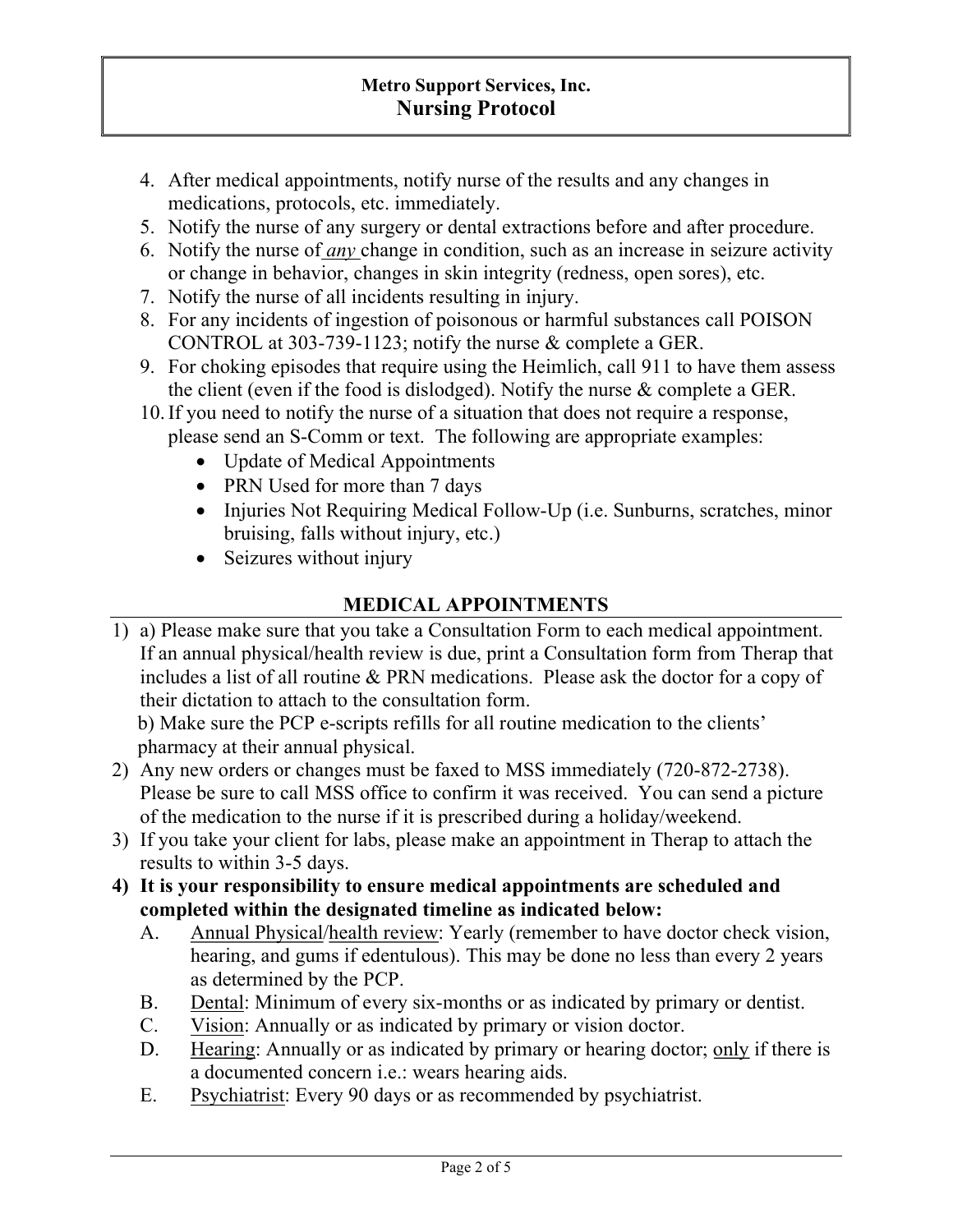4. After medical appointments, notify nurse of the results and any changes in medications, protocols, etc. immediately.
5. Notify the nurse of any surgery or dental extractions before and after procedure.
6. Notify the nurse of ***any*** change in condition, such as an increase in seizure activity or change in behavior, changes in skin integrity (redness, open sores), etc.
7. Notify the nurse of all incidents resulting in injury.
8. For any incidents of ingestion of poisonous or harmful substances call POISON CONTROL at 303-739-1123; notify the nurse & complete a GER.
9. For choking episodes that require using the Heimlich, call 911 to have them assess the client (even if the food is dislodged). Notify the nurse & complete a GER.
10. If you need to notify the nurse of a situation that does not require a response, please send an S-Comm or text. The following are appropriate examples:
    - Update of Medical Appointments
    - PRN Used for more than 7 days
    - Injuries Not Requiring Medical Follow-Up (i.e. Sunburns, scratches, minor bruising, falls without injury, etc.)
    - Seizures without injury

## MEDICAL APPOINTMENTS

1) a) Please make sure that you take a Consultation Form to each medical appointment. If an annual physical/health review is due, print a Consultation form from Therap that includes a list of all routine & PRN medications. Please ask the doctor for a copy of their dictation to attach to the consultation form.
   b) Make sure the PCP e-scripts refills for all routine medication to the clients' pharmacy at their annual physical.
2) Any new orders or changes must be faxed to MSS immediately (720-872-2738). Please be sure to call MSS office to confirm it was received. You can send a picture of the medication to the nurse if it is prescribed during a holiday/weekend.
3) If you take your client for labs, please make an appointment in Therap to attach the results to within 3-5 days.
4) **It is your responsibility to ensure medical appointments are scheduled and completed within the designated timeline as indicated below:**
   A. Annual Physical/health review: Yearly (remember to have doctor check vision, hearing, and gums if edentulous). This may be done no less than every 2 years as determined by the PCP.
   B. Dental: Minimum of every six-months or as indicated by primary or dentist.
   C. Vision: Annually or as indicated by primary or vision doctor.
   D. Hearing: Annually or as indicated by primary or hearing doctor; only if there is a documented concern i.e.: wears hearing aids.
   E. Psychiatrist: Every 90 days or as recommended by psychiatrist.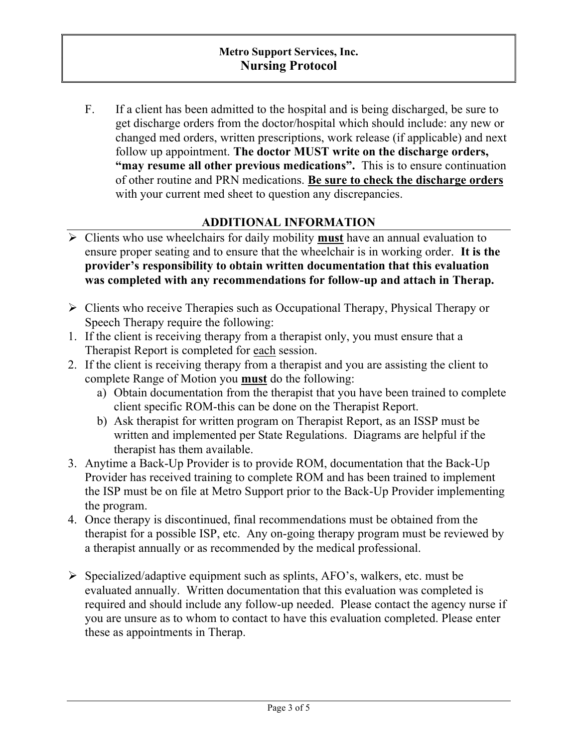F. If a client has been admitted to the hospital and is being discharged, be sure to get discharge orders from the doctor/hospital which should include: any new or changed med orders, written prescriptions, work release (if applicable) and next follow up appointment. **The doctor MUST write on the discharge orders, "may resume all other previous medications".** This is to ensure continuation of other routine and PRN medications. **Be sure to check the discharge orders** with your current med sheet to question any discrepancies.

## ADDITIONAL INFORMATION

- Clients who use wheelchairs for daily mobility **must** have an annual evaluation to ensure proper seating and to ensure that the wheelchair is in working order. **It is the provider's responsibility to obtain written documentation that this evaluation was completed with any recommendations for follow-up and attach in Therap.**

- Clients who receive Therapies such as Occupational Therapy, Physical Therapy or Speech Therapy require the following:

1. If the client is receiving therapy from a therapist only, you must ensure that a Therapist Report is completed for each session.
2. If the client is receiving therapy from a therapist and you are assisting the client to complete Range of Motion you **must** do the following:
   a) Obtain documentation from the therapist that you have been trained to complete client specific ROM-this can be done on the Therapist Report.
   b) Ask therapist for written program on Therapist Report, as an ISSP must be written and implemented per State Regulations. Diagrams are helpful if the therapist has them available.
3. Anytime a Back-Up Provider is to provide ROM, documentation that the Back-Up Provider has received training to complete ROM and has been trained to implement the ISP must be on file at Metro Support prior to the Back-Up Provider implementing the program.
4. Once therapy is discontinued, final recommendations must be obtained from the therapist for a possible ISP, etc. Any on-going therapy program must be reviewed by a therapist annually or as recommended by the medical professional.

- Specialized/adaptive equipment such as splints, AFO's, walkers, etc. must be evaluated annually. Written documentation that this evaluation was completed is required and should include any follow-up needed. Please contact the agency nurse if you are unsure as to whom to contact to have this evaluation completed. Please enter these as appointments in Therap.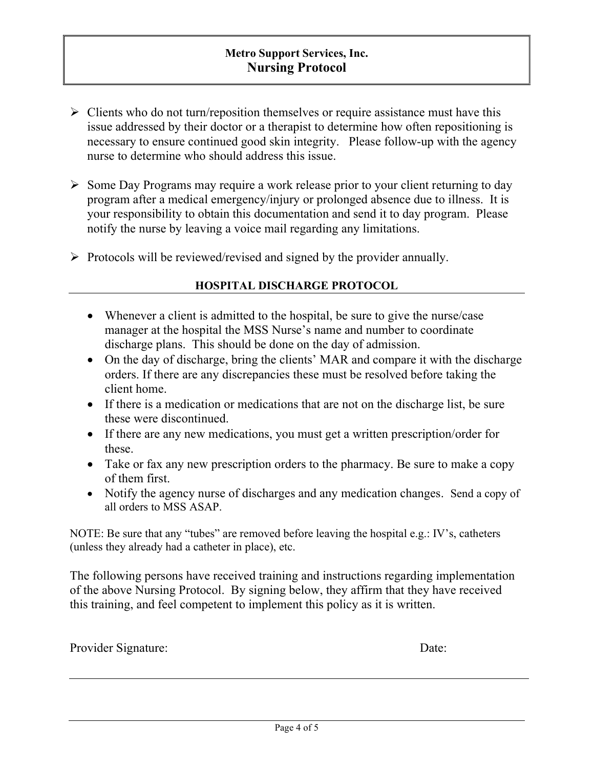**Metro Support Services, Inc.**
# Nursing Protocol

- Clients who do not turn/reposition themselves or require assistance must have this issue addressed by their doctor or a therapist to determine how often repositioning is necessary to ensure continued good skin integrity. Please follow-up with the agency nurse to determine who should address this issue.

- Some Day Programs may require a work release prior to your client returning to day program after a medical emergency/injury or prolonged absence due to illness. It is your responsibility to obtain this documentation and send it to day program. Please notify the nurse by leaving a voice mail regarding any limitations.

- Protocols will be reviewed/revised and signed by the provider annually.

## HOSPITAL DISCHARGE PROTOCOL

- Whenever a client is admitted to the hospital, be sure to give the nurse/case manager at the hospital the MSS Nurse's name and number to coordinate discharge plans. This should be done on the day of admission.
- On the day of discharge, bring the clients' MAR and compare it with the discharge orders. If there are any discrepancies these must be resolved before taking the client home.
- If there is a medication or medications that are not on the discharge list, be sure these were discontinued.
- If there are any new medications, you must get a written prescription/order for these.
- Take or fax any new prescription orders to the pharmacy. Be sure to make a copy of them first.
- Notify the agency nurse of discharges and any medication changes. Send a copy of all orders to MSS ASAP.

NOTE: Be sure that any "tubes" are removed before leaving the hospital e.g.: IV's, catheters (unless they already had a catheter in place), etc.

The following persons have received training and instructions regarding implementation of the above Nursing Protocol. By signing below, they affirm that they have received this training, and feel competent to implement this policy as it is written.

Provider Signature: Date: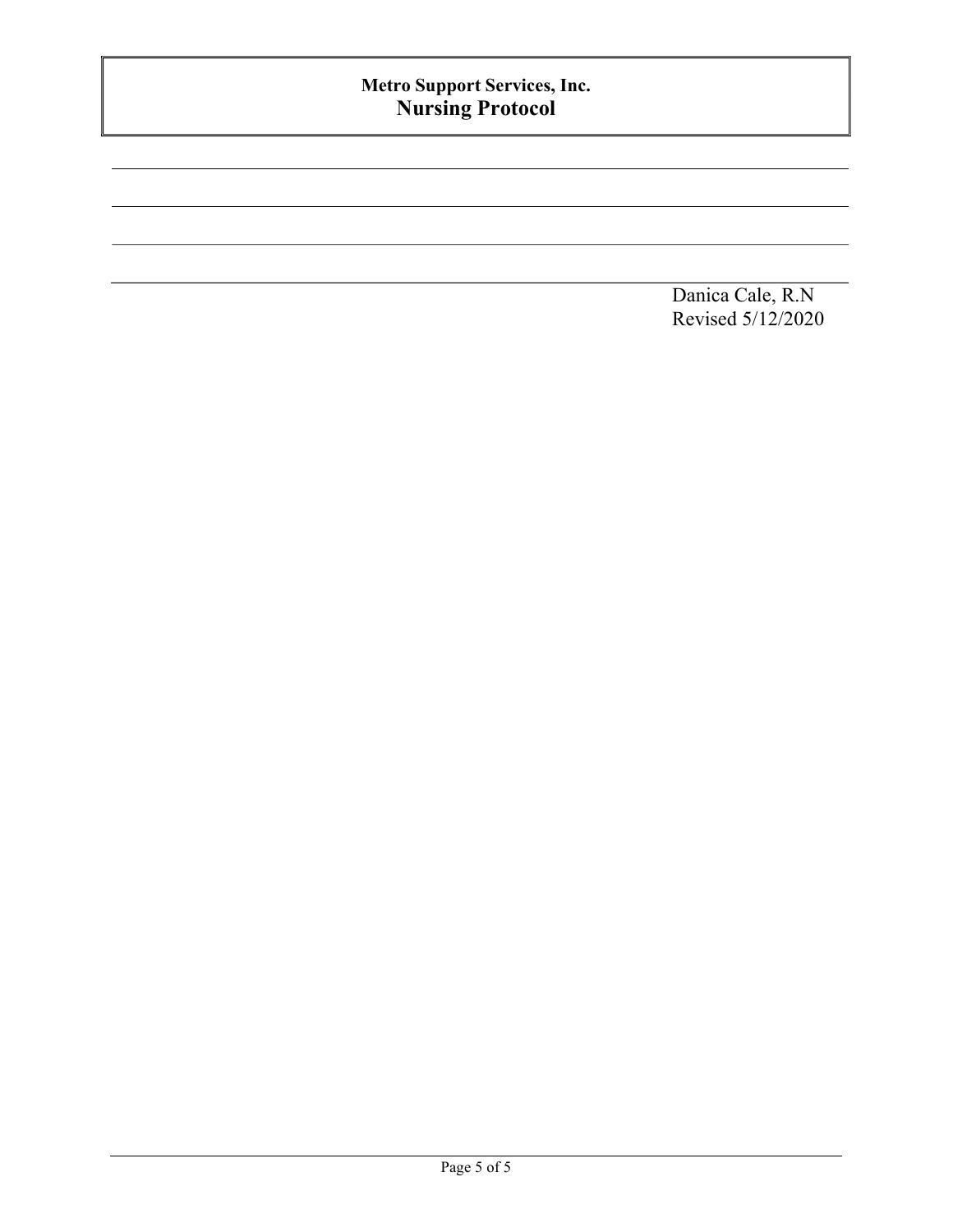Danica Cale, R.N
Revised 5/12/2020